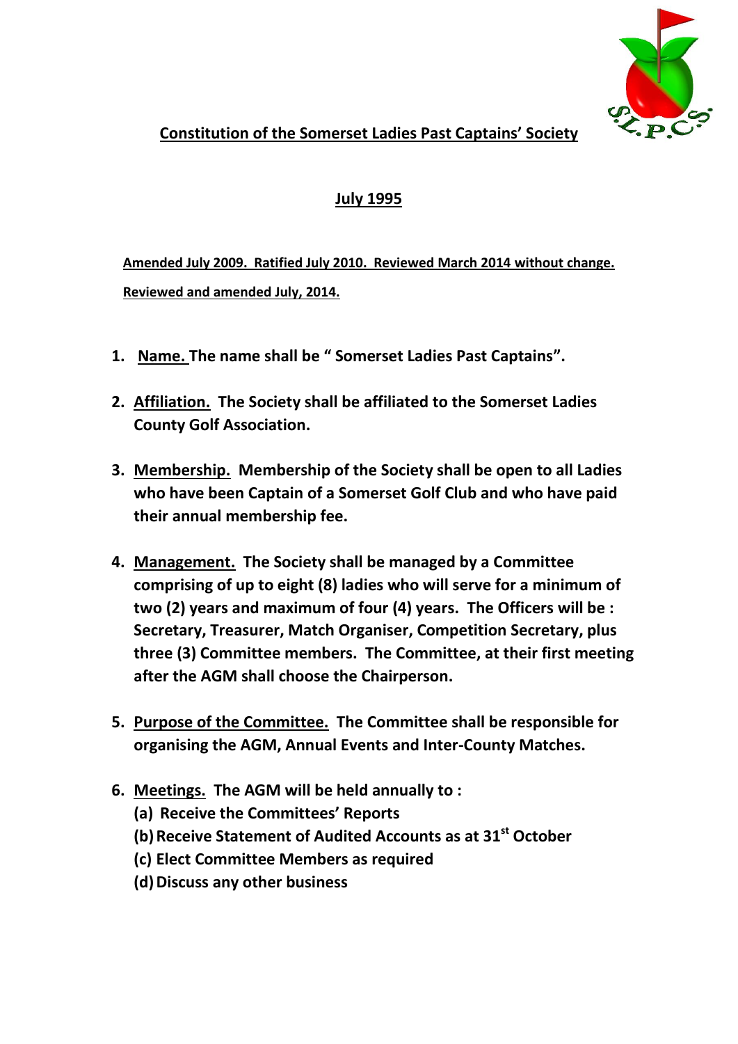# Constitution of the Somerset Ladies Past Captains' Society

## July 1995

**Amended July 2009. Ratified July 2010. Reviewed March 2014 without change.**

**Reviewed and amended July, 2014.**

1. **Name. The name shall be " Somerset Ladies Past Captains".**

2. **Affiliation. The Society shall be affiliated to the Somerset Ladies County Golf Association.**

3. **Membership. Membership of the Society shall be open to all Ladies who have been Captain of a Somerset Golf Club and who have paid their annual membership fee.**

4. **Management. The Society shall be managed by a Committee comprising of up to eight (8) ladies who will serve for a minimum of two (2) years and maximum of four (4) years. The Officers will be : Secretary, Treasurer, Match Organiser, Competition Secretary, plus three (3) Committee members. The Committee, at their first meeting after the AGM shall choose the Chairperson.**

5. **Purpose of the Committee. The Committee shall be responsible for organising the AGM, Annual Events and Inter-County Matches.**

6. **Meetings. The AGM will be held annually to :**
   **(a) Receive the Committees' Reports**
   **(b) Receive Statement of Audited Accounts as at 31st October**
   **(c) Elect Committee Members as required**
   **(d) Discuss any other business**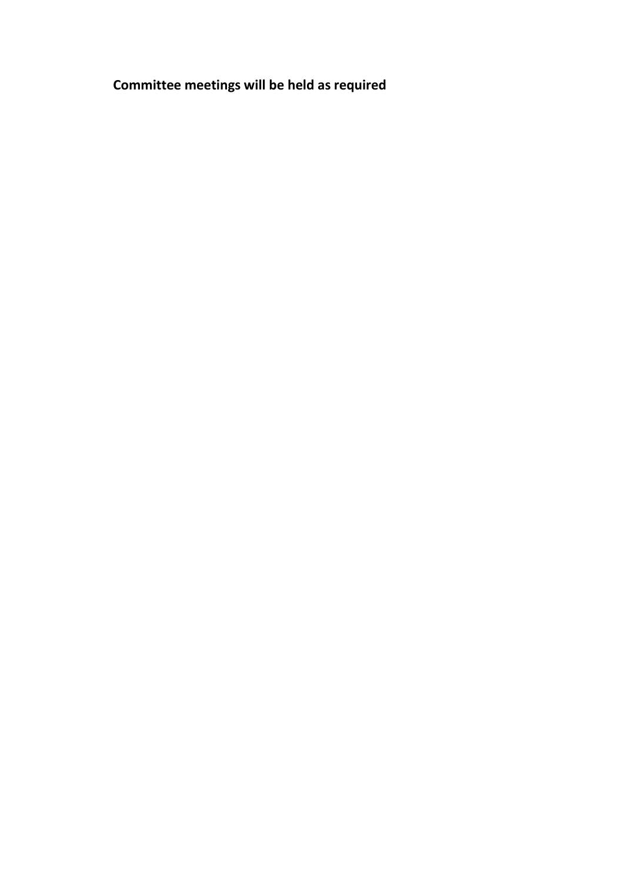**Committee meetings will be held as required**